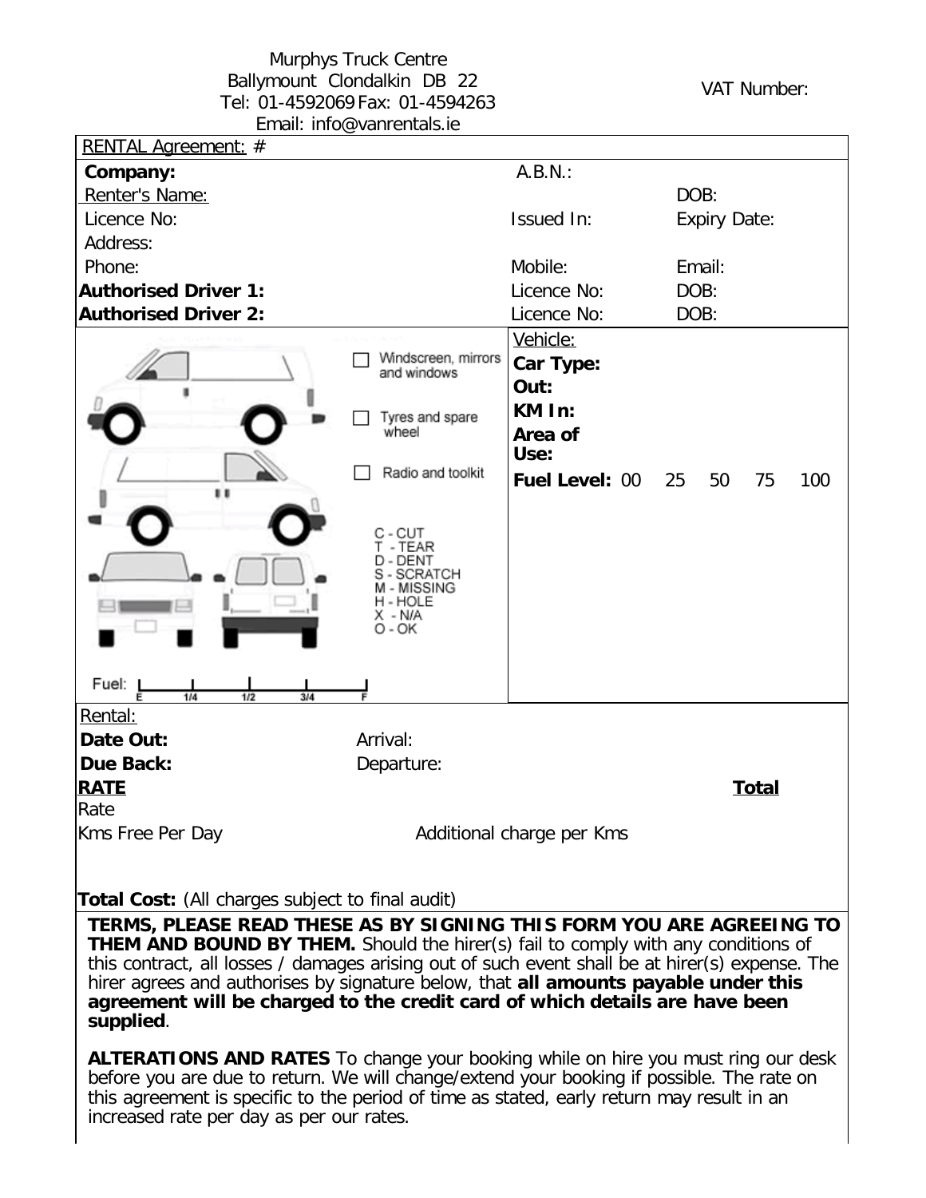Murphys Truck Centre
Ballymount Clondalkin DB 22
Tel: 01-4592069 Fax: 01-4594263
Email: info@vanrentals.ie

VAT Number:

RENTAL Agreement: #

| | | |
|---|---|---|
| **Company:** | A.B.N.: | |
| Renter's Name: | | DOB: |
| Licence No: | Issued In: | Expiry Date: |
| Address: | | |
| Phone: | Mobile: | Email: |
| **Authorised Driver 1:** | Licence No: | DOB: |
| **Authorised Driver 2:** | Licence No: | DOB: |

- ☐ Windscreen, mirrors and windows
- ☐ Tyres and spare wheel
- ☐ Radio and toolkit

C - CUT
T - TEAR
D - DENT
S - SCRATCH
M - MISSING
H - HOLE
X - N/A
O - OK

Fuel: E 1/4 1/2 3/4 F

Vehicle:

**Car Type:**

**Out:**

**KM In:**

**Area of Use:**

**Fuel Level:** 00 25 50 75 100

Rental:

| | |
|---|---|
| **Date Out:** | Arrival: |
| **Due Back:** | Departure: |

**RATE** **Total**

Rate

Kms Free Per Day Additional charge per Kms

**Total Cost:** (All charges subject to final audit)

**TERMS, PLEASE READ THESE AS BY SIGNING THIS FORM YOU ARE AGREEING TO THEM AND BOUND BY THEM.** Should the hirer(s) fail to comply with any conditions of this contract, all losses / damages arising out of such event shall be at hirer(s) expense. The hirer agrees and authorises by signature below, that **all amounts payable under this agreement will be charged to the credit card of which details are have been supplied**.

**ALTERATIONS AND RATES** To change your booking while on hire you must ring our desk before you are due to return. We will change/extend your booking if possible. The rate on this agreement is specific to the period of time as stated, early return may result in an increased rate per day as per our rates.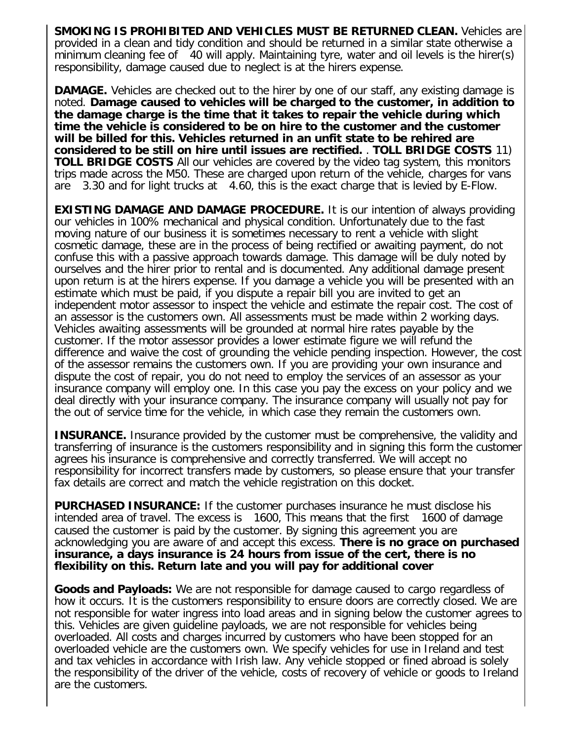**SMOKING IS PROHIBITED AND VEHICLES MUST BE RETURNED CLEAN.** Vehicles are provided in a clean and tidy condition and should be returned in a similar state otherwise a minimum cleaning fee of 40 will apply. Maintaining tyre, water and oil levels is the hirer(s) responsibility, damage caused due to neglect is at the hirers expense.

**DAMAGE.** Vehicles are checked out to the hirer by one of our staff, any existing damage is noted. **Damage caused to vehicles will be charged to the customer, in addition to the damage charge is the time that it takes to repair the vehicle during which time the vehicle is considered to be on hire to the customer and the customer will be billed for this. Vehicles returned in an unfit state to be rehired are considered to be still on hire until issues are rectified.** . **TOLL BRIDGE COSTS** 11) **TOLL BRIDGE COSTS** All our vehicles are covered by the video tag system, this monitors trips made across the M50. These are charged upon return of the vehicle, charges for vans are 3.30 and for light trucks at 4.60, this is the exact charge that is levied by E-Flow.

**EXISTING DAMAGE AND DAMAGE PROCEDURE.** It is our intention of always providing our vehicles in 100% mechanical and physical condition. Unfortunately due to the fast moving nature of our business it is sometimes necessary to rent a vehicle with slight cosmetic damage, these are in the process of being rectified or awaiting payment, do not confuse this with a passive approach towards damage. This damage will be duly noted by ourselves and the hirer prior to rental and is documented. Any additional damage present upon return is at the hirers expense. If you damage a vehicle you will be presented with an estimate which must be paid, if you dispute a repair bill you are invited to get an independent motor assessor to inspect the vehicle and estimate the repair cost. The cost of an assessor is the customers own. All assessments must be made within 2 working days. Vehicles awaiting assessments will be grounded at normal hire rates payable by the customer. If the motor assessor provides a lower estimate figure we will refund the difference and waive the cost of grounding the vehicle pending inspection. However, the cost of the assessor remains the customers own. If you are providing your own insurance and dispute the cost of repair, you do not need to employ the services of an assessor as your insurance company will employ one. In this case you pay the excess on your policy and we deal directly with your insurance company. The insurance company will usually not pay for the out of service time for the vehicle, in which case they remain the customers own.

**INSURANCE.** Insurance provided by the customer must be comprehensive, the validity and transferring of insurance is the customers responsibility and in signing this form the customer agrees his insurance is comprehensive and correctly transferred. We will accept no responsibility for incorrect transfers made by customers, so please ensure that your transfer fax details are correct and match the vehicle registration on this docket.

**PURCHASED INSURANCE:** If the customer purchases insurance he must disclose his intended area of travel. The excess is 1600, This means that the first 1600 of damage caused the customer is paid by the customer. By signing this agreement you are acknowledging you are aware of and accept this excess. **There is no grace on purchased insurance, a days insurance is 24 hours from issue of the cert, there is no flexibility on this. Return late and you will pay for additional cover**

**Goods and Payloads:** We are not responsible for damage caused to cargo regardless of how it occurs. It is the customers responsibility to ensure doors are correctly closed. We are not responsible for water ingress into load areas and in signing below the customer agrees to this. Vehicles are given guideline payloads, we are not responsible for vehicles being overloaded. All costs and charges incurred by customers who have been stopped for an overloaded vehicle are the customers own. We specify vehicles for use in Ireland and test and tax vehicles in accordance with Irish law. Any vehicle stopped or fined abroad is solely the responsibility of the driver of the vehicle, costs of recovery of vehicle or goods to Ireland are the customers.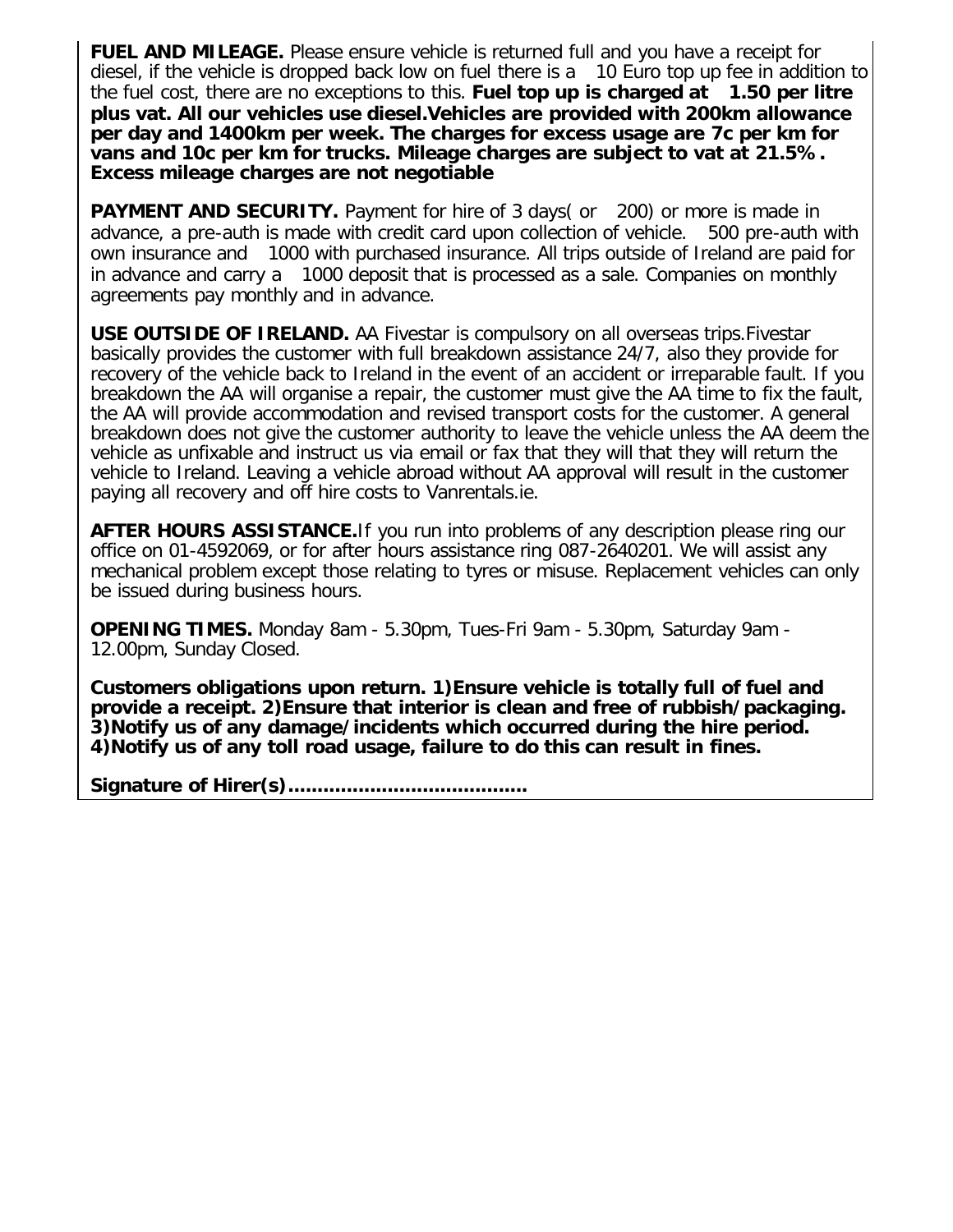**FUEL AND MILEAGE.** Please ensure vehicle is returned full and you have a receipt for diesel, if the vehicle is dropped back low on fuel there is a  10 Euro top up fee in addition to the fuel cost, there are no exceptions to this. **Fuel top up is charged at  1.50 per litre plus vat. All our vehicles use diesel.Vehicles are provided with 200km allowance per day and 1400km per week. The charges for excess usage are 7c per km for vans and 10c per km for trucks. Mileage charges are subject to vat at 21.5%. Excess mileage charges are not negotiable**

**PAYMENT AND SECURITY.** Payment for hire of 3 days( or  200) or more is made in advance, a pre-auth is made with credit card upon collection of vehicle.  500 pre-auth with own insurance and  1000 with purchased insurance. All trips outside of Ireland are paid for in advance and carry a  1000 deposit that is processed as a sale. Companies on monthly agreements pay monthly and in advance.

**USE OUTSIDE OF IRELAND.** AA Fivestar is compulsory on all overseas trips.Fivestar basically provides the customer with full breakdown assistance 24/7, also they provide for recovery of the vehicle back to Ireland in the event of an accident or irreparable fault. If you breakdown the AA will organise a repair, the customer must give the AA time to fix the fault, the AA will provide accommodation and revised transport costs for the customer. A general breakdown does not give the customer authority to leave the vehicle unless the AA deem the vehicle as unfixable and instruct us via email or fax that they will that they will return the vehicle to Ireland. Leaving a vehicle abroad without AA approval will result in the customer paying all recovery and off hire costs to Vanrentals.ie.

**AFTER HOURS ASSISTANCE.**If you run into problems of any description please ring our office on 01-4592069, or for after hours assistance ring 087-2640201. We will assist any mechanical problem except those relating to tyres or misuse. Replacement vehicles can only be issued during business hours.

**OPENING TIMES.** Monday 8am - 5.30pm, Tues-Fri 9am - 5.30pm, Saturday 9am - 12.00pm, Sunday Closed.

**Customers obligations upon return. 1)Ensure vehicle is totally full of fuel and provide a receipt. 2)Ensure that interior is clean and free of rubbish/packaging. 3)Notify us of any damage/incidents which occurred during the hire period. 4)Notify us of any toll road usage, failure to do this can result in fines.**

**Signature of Hirer(s).......................................**